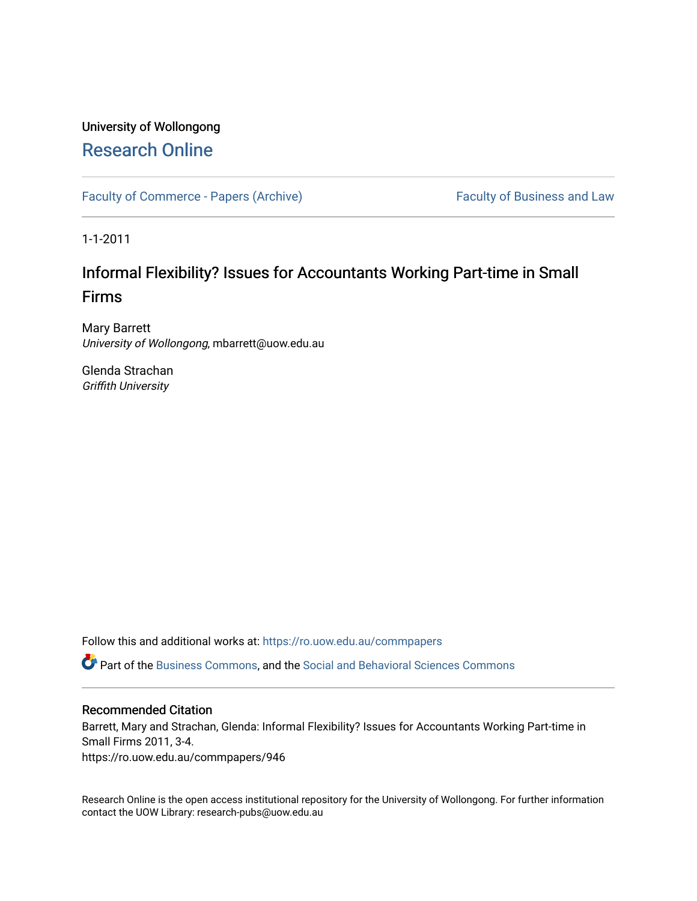University of Wollongong

# Research Online

Faculty of Commerce - Papers (Archive) | Faculty of Business and Law

1-1-2011

# Informal Flexibility? Issues for Accountants Working Part-time in Small Firms

Mary Barrett
*University of Wollongong*, mbarrett@uow.edu.au

Glenda Strachan
*Griffith University*

Follow this and additional works at: https://ro.uow.edu.au/commpapers

Part of the Business Commons, and the Social and Behavioral Sciences Commons

## Recommended Citation

Barrett, Mary and Strachan, Glenda: Informal Flexibility? Issues for Accountants Working Part-time in Small Firms 2011, 3-4.
https://ro.uow.edu.au/commpapers/946

Research Online is the open access institutional repository for the University of Wollongong. For further information contact the UOW Library: research-pubs@uow.edu.au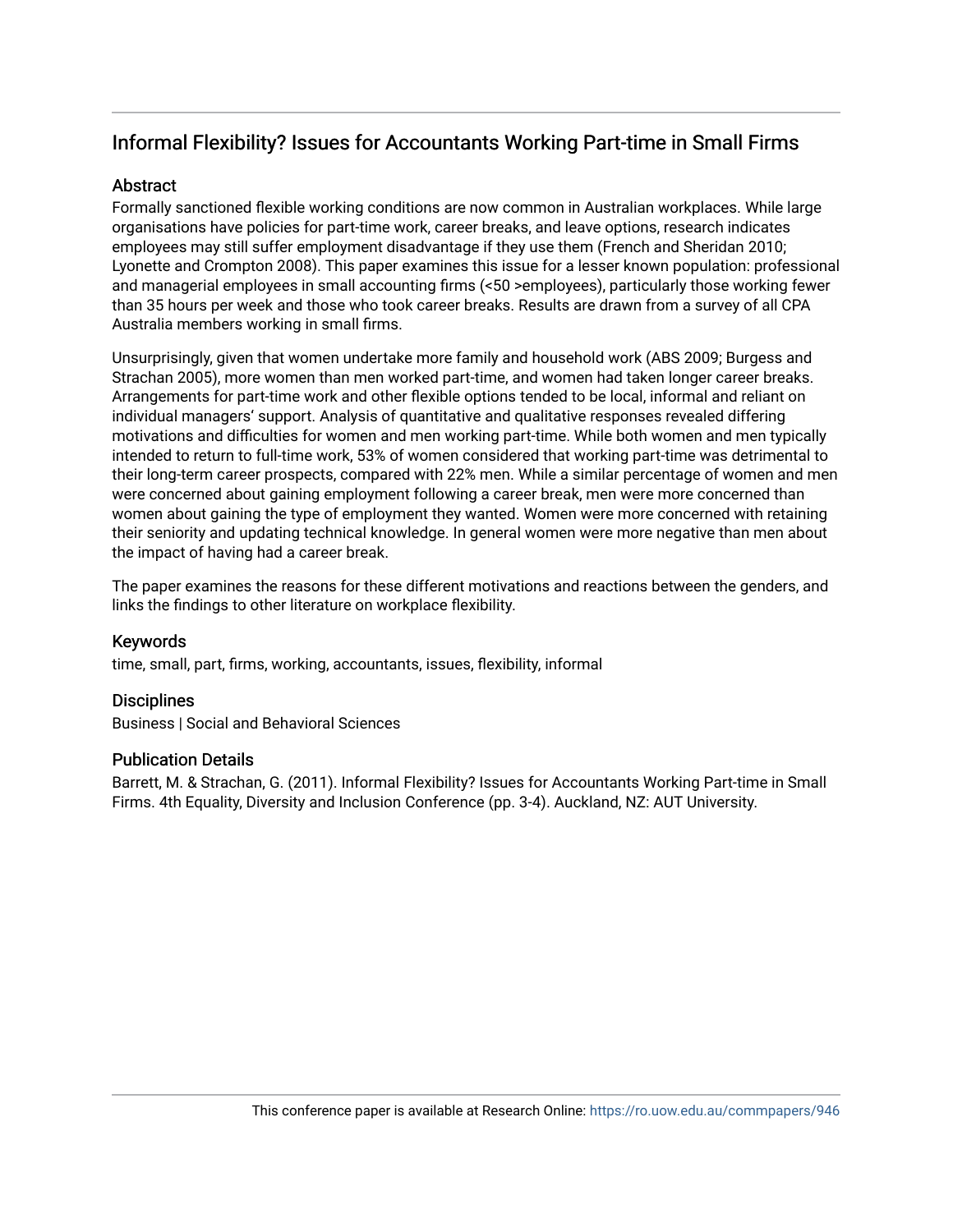## Informal Flexibility? Issues for Accountants Working Part-time in Small Firms

### Abstract

Formally sanctioned flexible working conditions are now common in Australian workplaces. While large organisations have policies for part-time work, career breaks, and leave options, research indicates employees may still suffer employment disadvantage if they use them (French and Sheridan 2010; Lyonette and Crompton 2008). This paper examines this issue for a lesser known population: professional and managerial employees in small accounting firms (<50 >employees), particularly those working fewer than 35 hours per week and those who took career breaks. Results are drawn from a survey of all CPA Australia members working in small firms.

Unsurprisingly, given that women undertake more family and household work (ABS 2009; Burgess and Strachan 2005), more women than men worked part-time, and women had taken longer career breaks. Arrangements for part-time work and other flexible options tended to be local, informal and reliant on individual managers' support. Analysis of quantitative and qualitative responses revealed differing motivations and difficulties for women and men working part-time. While both women and men typically intended to return to full-time work, 53% of women considered that working part-time was detrimental to their long-term career prospects, compared with 22% men. While a similar percentage of women and men were concerned about gaining employment following a career break, men were more concerned than women about gaining the type of employment they wanted. Women were more concerned with retaining their seniority and updating technical knowledge. In general women were more negative than men about the impact of having had a career break.

The paper examines the reasons for these different motivations and reactions between the genders, and links the findings to other literature on workplace flexibility.

### Keywords

time, small, part, firms, working, accountants, issues, flexibility, informal

### Disciplines

Business | Social and Behavioral Sciences

### Publication Details

Barrett, M. & Strachan, G. (2011). Informal Flexibility? Issues for Accountants Working Part-time in Small Firms. 4th Equality, Diversity and Inclusion Conference (pp. 3-4). Auckland, NZ: AUT University.

This conference paper is available at Research Online: https://ro.uow.edu.au/commpapers/946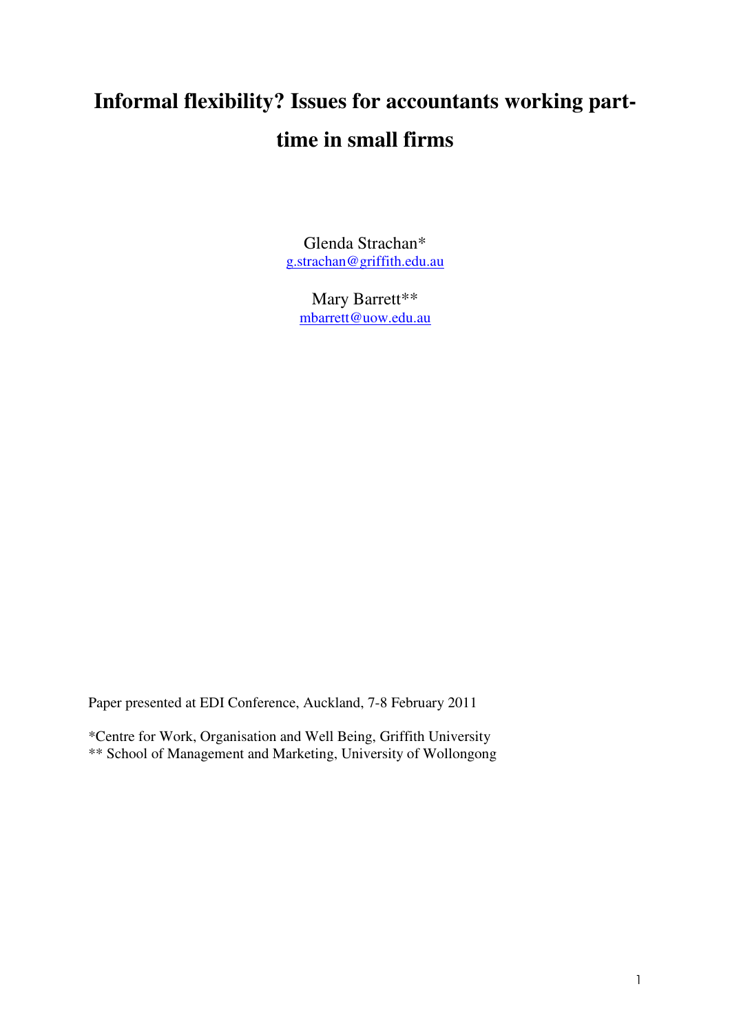# Informal flexibility? Issues for accountants working part-time in small firms

Glenda Strachan*
g.strachan@griffith.edu.au

Mary Barrett**
mbarrett@uow.edu.au

Paper presented at EDI Conference, Auckland, 7-8 February 2011

*Centre for Work, Organisation and Well Being, Griffith University
** School of Management and Marketing, University of Wollongong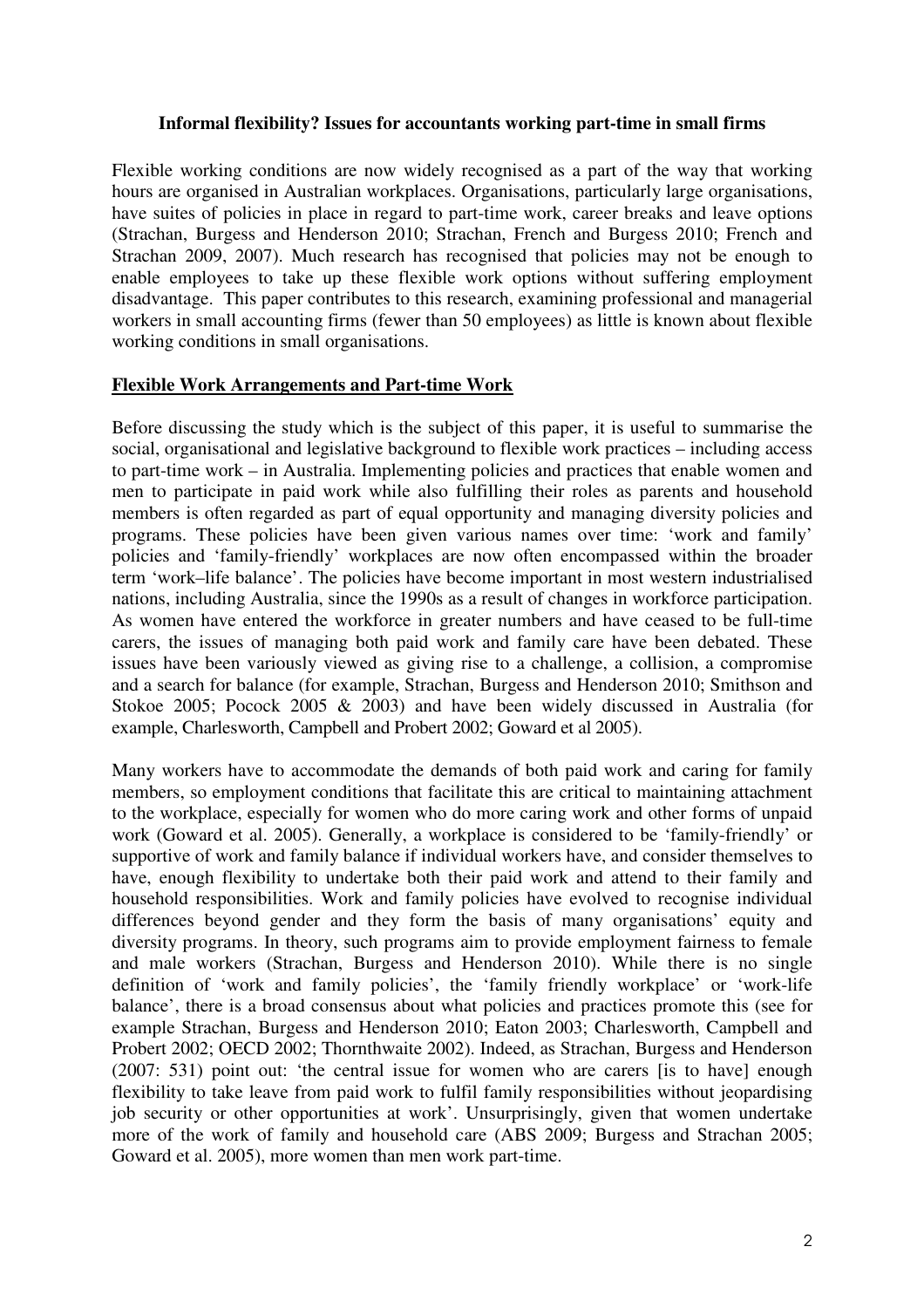**Informal flexibility? Issues for accountants working part-time in small firms**

Flexible working conditions are now widely recognised as a part of the way that working hours are organised in Australian workplaces. Organisations, particularly large organisations, have suites of policies in place in regard to part-time work, career breaks and leave options (Strachan, Burgess and Henderson 2010; Strachan, French and Burgess 2010; French and Strachan 2009, 2007). Much research has recognised that policies may not be enough to enable employees to take up these flexible work options without suffering employment disadvantage. This paper contributes to this research, examining professional and managerial workers in small accounting firms (fewer than 50 employees) as little is known about flexible working conditions in small organisations.

## Flexible Work Arrangements and Part-time Work

Before discussing the study which is the subject of this paper, it is useful to summarise the social, organisational and legislative background to flexible work practices – including access to part-time work – in Australia. Implementing policies and practices that enable women and men to participate in paid work while also fulfilling their roles as parents and household members is often regarded as part of equal opportunity and managing diversity policies and programs. These policies have been given various names over time: 'work and family' policies and 'family-friendly' workplaces are now often encompassed within the broader term 'work–life balance'. The policies have become important in most western industrialised nations, including Australia, since the 1990s as a result of changes in workforce participation. As women have entered the workforce in greater numbers and have ceased to be full-time carers, the issues of managing both paid work and family care have been debated. These issues have been variously viewed as giving rise to a challenge, a collision, a compromise and a search for balance (for example, Strachan, Burgess and Henderson 2010; Smithson and Stokoe 2005; Pocock 2005 & 2003) and have been widely discussed in Australia (for example, Charlesworth, Campbell and Probert 2002; Goward et al 2005).

Many workers have to accommodate the demands of both paid work and caring for family members, so employment conditions that facilitate this are critical to maintaining attachment to the workplace, especially for women who do more caring work and other forms of unpaid work (Goward et al. 2005). Generally, a workplace is considered to be 'family-friendly' or supportive of work and family balance if individual workers have, and consider themselves to have, enough flexibility to undertake both their paid work and attend to their family and household responsibilities. Work and family policies have evolved to recognise individual differences beyond gender and they form the basis of many organisations' equity and diversity programs. In theory, such programs aim to provide employment fairness to female and male workers (Strachan, Burgess and Henderson 2010). While there is no single definition of 'work and family policies', the 'family friendly workplace' or 'work-life balance', there is a broad consensus about what policies and practices promote this (see for example Strachan, Burgess and Henderson 2010; Eaton 2003; Charlesworth, Campbell and Probert 2002; OECD 2002; Thornthwaite 2002). Indeed, as Strachan, Burgess and Henderson (2007: 531) point out: 'the central issue for women who are carers [is to have] enough flexibility to take leave from paid work to fulfil family responsibilities without jeopardising job security or other opportunities at work'. Unsurprisingly, given that women undertake more of the work of family and household care (ABS 2009; Burgess and Strachan 2005; Goward et al. 2005), more women than men work part-time.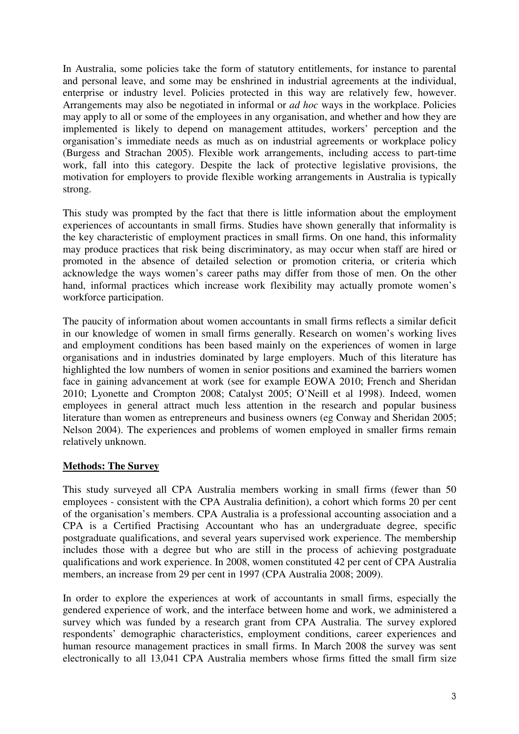In Australia, some policies take the form of statutory entitlements, for instance to parental and personal leave, and some may be enshrined in industrial agreements at the individual, enterprise or industry level. Policies protected in this way are relatively few, however. Arrangements may also be negotiated in informal or *ad hoc* ways in the workplace. Policies may apply to all or some of the employees in any organisation, and whether and how they are implemented is likely to depend on management attitudes, workers' perception and the organisation's immediate needs as much as on industrial agreements or workplace policy (Burgess and Strachan 2005). Flexible work arrangements, including access to part-time work, fall into this category. Despite the lack of protective legislative provisions, the motivation for employers to provide flexible working arrangements in Australia is typically strong.

This study was prompted by the fact that there is little information about the employment experiences of accountants in small firms. Studies have shown generally that informality is the key characteristic of employment practices in small firms. On one hand, this informality may produce practices that risk being discriminatory, as may occur when staff are hired or promoted in the absence of detailed selection or promotion criteria, or criteria which acknowledge the ways women's career paths may differ from those of men. On the other hand, informal practices which increase work flexibility may actually promote women's workforce participation.

The paucity of information about women accountants in small firms reflects a similar deficit in our knowledge of women in small firms generally. Research on women's working lives and employment conditions has been based mainly on the experiences of women in large organisations and in industries dominated by large employers. Much of this literature has highlighted the low numbers of women in senior positions and examined the barriers women face in gaining advancement at work (see for example EOWA 2010; French and Sheridan 2010; Lyonette and Crompton 2008; Catalyst 2005; O'Neill et al 1998). Indeed, women employees in general attract much less attention in the research and popular business literature than women as entrepreneurs and business owners (eg Conway and Sheridan 2005; Nelson 2004). The experiences and problems of women employed in smaller firms remain relatively unknown.

## Methods: The Survey

This study surveyed all CPA Australia members working in small firms (fewer than 50 employees - consistent with the CPA Australia definition), a cohort which forms 20 per cent of the organisation's members. CPA Australia is a professional accounting association and a CPA is a Certified Practising Accountant who has an undergraduate degree, specific postgraduate qualifications, and several years supervised work experience. The membership includes those with a degree but who are still in the process of achieving postgraduate qualifications and work experience. In 2008, women constituted 42 per cent of CPA Australia members, an increase from 29 per cent in 1997 (CPA Australia 2008; 2009).

In order to explore the experiences at work of accountants in small firms, especially the gendered experience of work, and the interface between home and work, we administered a survey which was funded by a research grant from CPA Australia. The survey explored respondents' demographic characteristics, employment conditions, career experiences and human resource management practices in small firms. In March 2008 the survey was sent electronically to all 13,041 CPA Australia members whose firms fitted the small firm size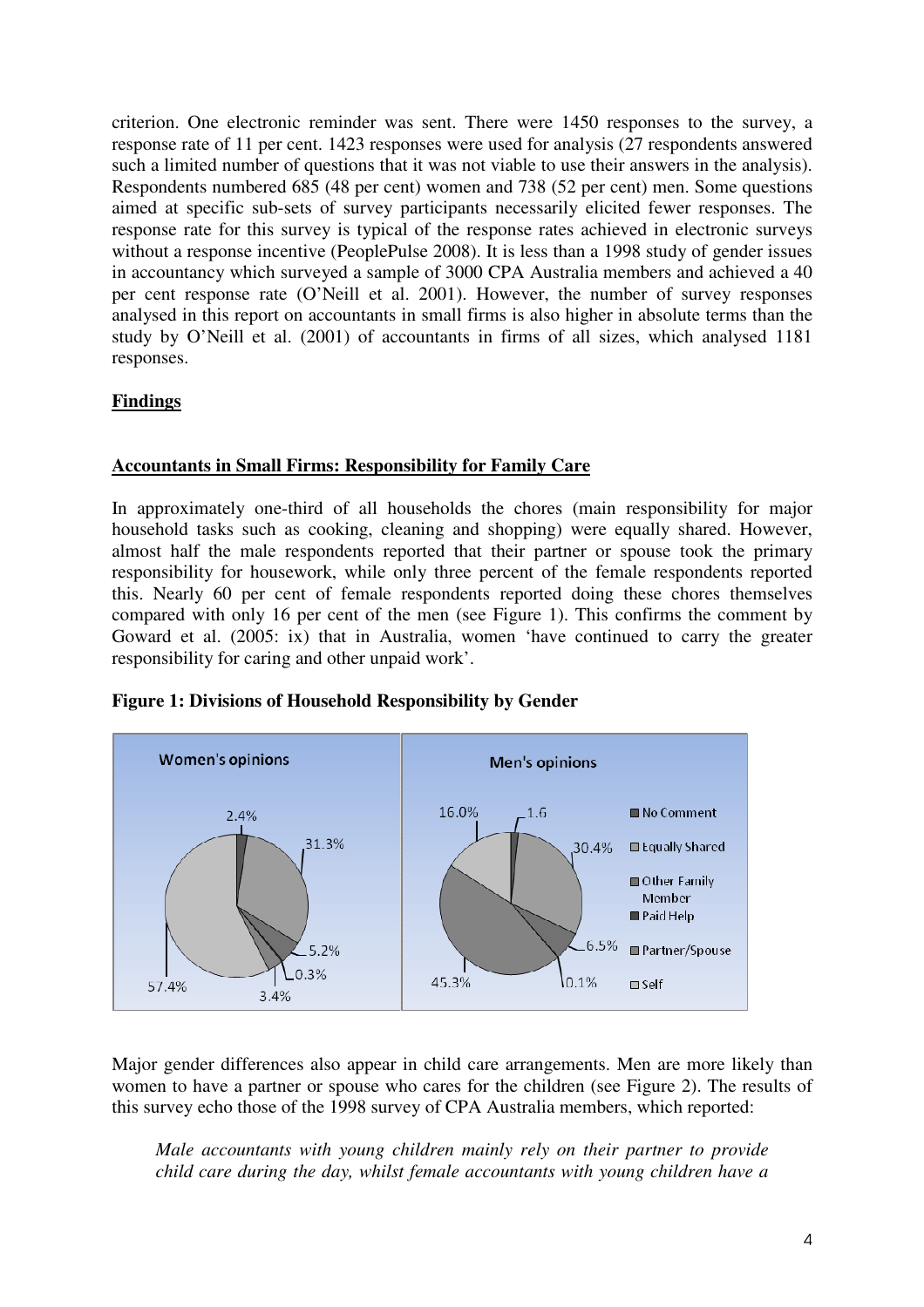criterion. One electronic reminder was sent. There were 1450 responses to the survey, a response rate of 11 per cent. 1423 responses were used for analysis (27 respondents answered such a limited number of questions that it was not viable to use their answers in the analysis). Respondents numbered 685 (48 per cent) women and 738 (52 per cent) men. Some questions aimed at specific sub-sets of survey participants necessarily elicited fewer responses. The response rate for this survey is typical of the response rates achieved in electronic surveys without a response incentive (PeoplePulse 2008). It is less than a 1998 study of gender issues in accountancy which surveyed a sample of 3000 CPA Australia members and achieved a 40 per cent response rate (O'Neill et al. 2001). However, the number of survey responses analysed in this report on accountants in small firms is also higher in absolute terms than the study by O'Neill et al. (2001) of accountants in firms of all sizes, which analysed 1181 responses.

## Findings

### Accountants in Small Firms: Responsibility for Family Care

In approximately one-third of all households the chores (main responsibility for major household tasks such as cooking, cleaning and shopping) were equally shared. However, almost half the male respondents reported that their partner or spouse took the primary responsibility for housework, while only three percent of the female respondents reported this. Nearly 60 per cent of female respondents reported doing these chores themselves compared with only 16 per cent of the men (see Figure 1). This confirms the comment by Goward et al. (2005: ix) that in Australia, women 'have continued to carry the greater responsibility for caring and other unpaid work'.

**Figure 1: Divisions of Household Responsibility by Gender**

| | Women's opinions | Men's opinions |
|---|---|---|
| No Comment | 2.4% | 1.6 |
| Equally Shared | 31.3% | 30.4% |
| Other Family Member | 5.2% | 6.5% |
| Paid Help | 0.3% | 0.1% |
| Partner/Spouse | 3.4% | 45.3% |
| Self | 57.4% | 16.0% |

Major gender differences also appear in child care arrangements. Men are more likely than women to have a partner or spouse who cares for the children (see Figure 2). The results of this survey echo those of the 1998 survey of CPA Australia members, which reported:

> *Male accountants with young children mainly rely on their partner to provide child care during the day, whilst female accountants with young children have a*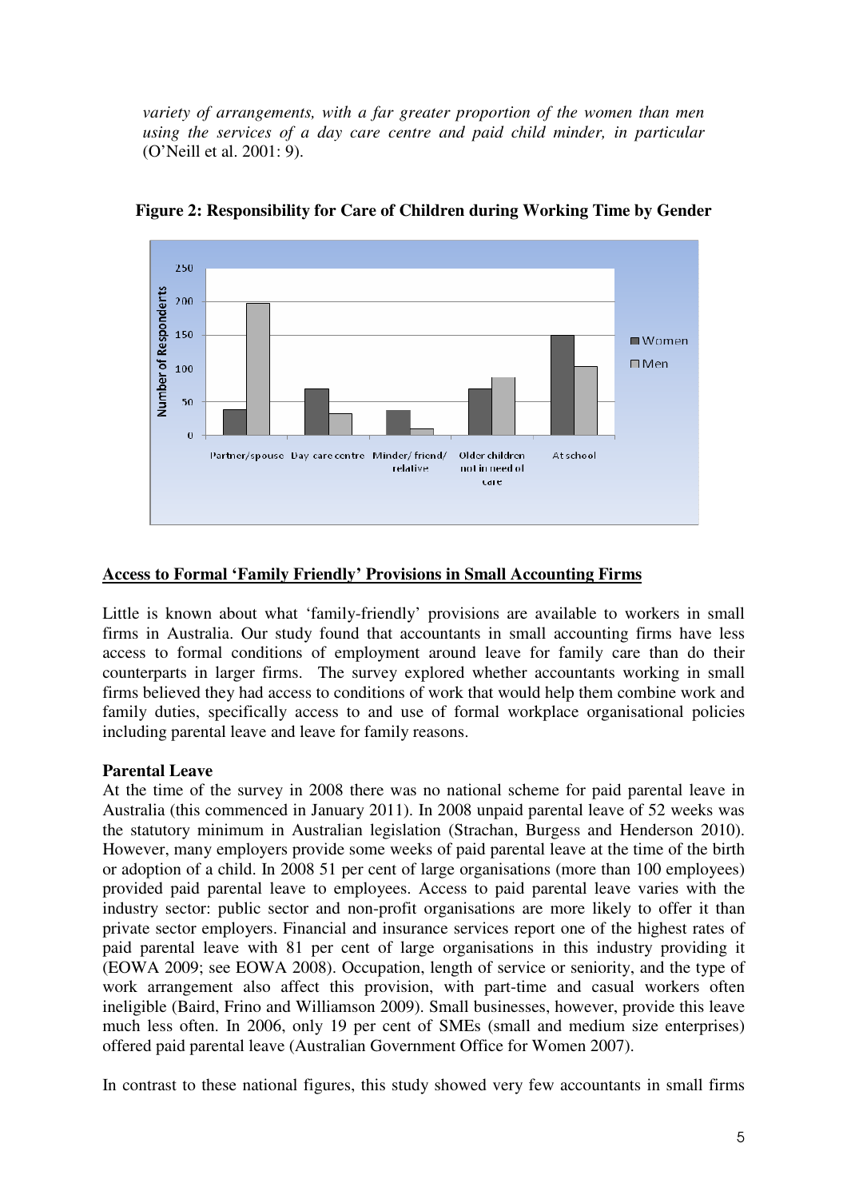*variety of arrangements, with a far greater proportion of the women than men using the services of a day care centre and paid child minder, in particular* (O'Neill et al. 2001: 9).

**Figure 2: Responsibility for Care of Children during Working Time by Gender**

## Access to Formal 'Family Friendly' Provisions in Small Accounting Firms

Little is known about what 'family-friendly' provisions are available to workers in small firms in Australia. Our study found that accountants in small accounting firms have less access to formal conditions of employment around leave for family care than do their counterparts in larger firms. The survey explored whether accountants working in small firms believed they had access to conditions of work that would help them combine work and family duties, specifically access to and use of formal workplace organisational policies including parental leave and leave for family reasons.

**Parental Leave**

At the time of the survey in 2008 there was no national scheme for paid parental leave in Australia (this commenced in January 2011). In 2008 unpaid parental leave of 52 weeks was the statutory minimum in Australian legislation (Strachan, Burgess and Henderson 2010). However, many employers provide some weeks of paid parental leave at the time of the birth or adoption of a child. In 2008 51 per cent of large organisations (more than 100 employees) provided paid parental leave to employees. Access to paid parental leave varies with the industry sector: public sector and non-profit organisations are more likely to offer it than private sector employers. Financial and insurance services report one of the highest rates of paid parental leave with 81 per cent of large organisations in this industry providing it (EOWA 2009; see EOWA 2008). Occupation, length of service or seniority, and the type of work arrangement also affect this provision, with part-time and casual workers often ineligible (Baird, Frino and Williamson 2009). Small businesses, however, provide this leave much less often. In 2006, only 19 per cent of SMEs (small and medium size enterprises) offered paid parental leave (Australian Government Office for Women 2007).

In contrast to these national figures, this study showed very few accountants in small firms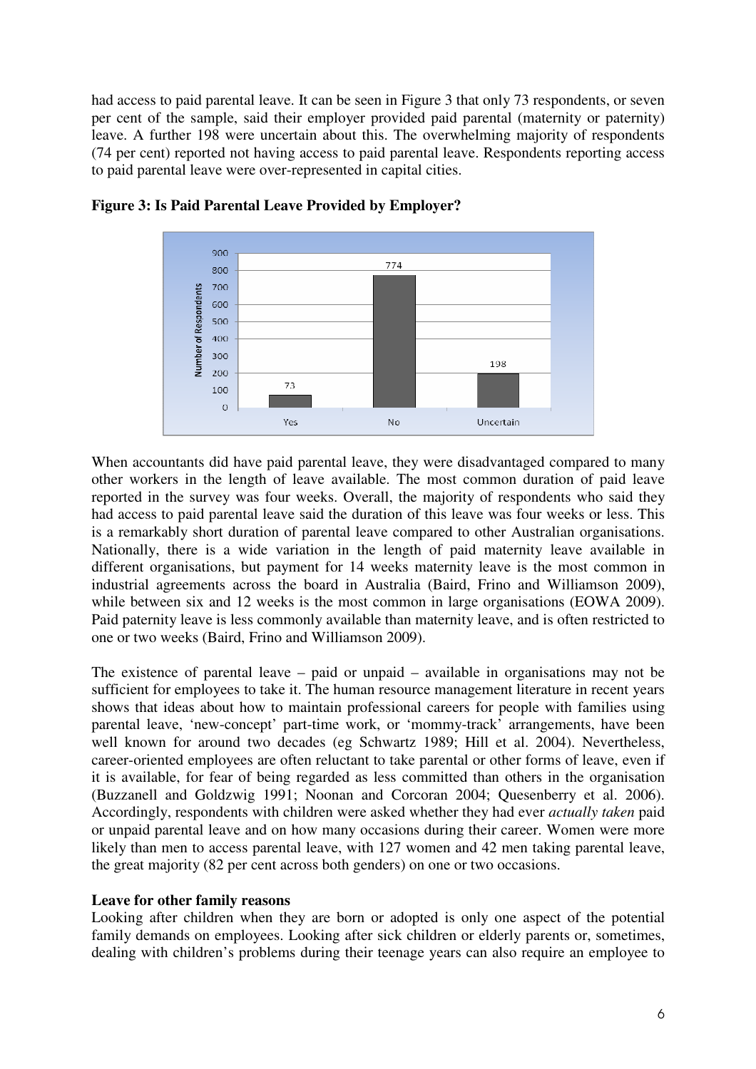had access to paid parental leave. It can be seen in Figure 3 that only 73 respondents, or seven per cent of the sample, said their employer provided paid parental (maternity or paternity) leave. A further 198 were uncertain about this. The overwhelming majority of respondents (74 per cent) reported not having access to paid parental leave. Respondents reporting access to paid parental leave were over-represented in capital cities.

**Figure 3: Is Paid Parental Leave Provided by Employer?**

| | Number of Respondents |
|---|---|
| Yes | 73 |
| No | 774 |
| Uncertain | 198 |

When accountants did have paid parental leave, they were disadvantaged compared to many other workers in the length of leave available. The most common duration of paid leave reported in the survey was four weeks. Overall, the majority of respondents who said they had access to paid parental leave said the duration of this leave was four weeks or less. This is a remarkably short duration of parental leave compared to other Australian organisations. Nationally, there is a wide variation in the length of paid maternity leave available in different organisations, but payment for 14 weeks maternity leave is the most common in industrial agreements across the board in Australia (Baird, Frino and Williamson 2009), while between six and 12 weeks is the most common in large organisations (EOWA 2009). Paid paternity leave is less commonly available than maternity leave, and is often restricted to one or two weeks (Baird, Frino and Williamson 2009).

The existence of parental leave – paid or unpaid – available in organisations may not be sufficient for employees to take it. The human resource management literature in recent years shows that ideas about how to maintain professional careers for people with families using parental leave, 'new-concept' part-time work, or 'mommy-track' arrangements, have been well known for around two decades (eg Schwartz 1989; Hill et al. 2004). Nevertheless, career-oriented employees are often reluctant to take parental or other forms of leave, even if it is available, for fear of being regarded as less committed than others in the organisation (Buzzanell and Goldzwig 1991; Noonan and Corcoran 2004; Quesenberry et al. 2006). Accordingly, respondents with children were asked whether they had ever *actually taken* paid or unpaid parental leave and on how many occasions during their career. Women were more likely than men to access parental leave, with 127 women and 42 men taking parental leave, the great majority (82 per cent across both genders) on one or two occasions.

**Leave for other family reasons**

Looking after children when they are born or adopted is only one aspect of the potential family demands on employees. Looking after sick children or elderly parents or, sometimes, dealing with children's problems during their teenage years can also require an employee to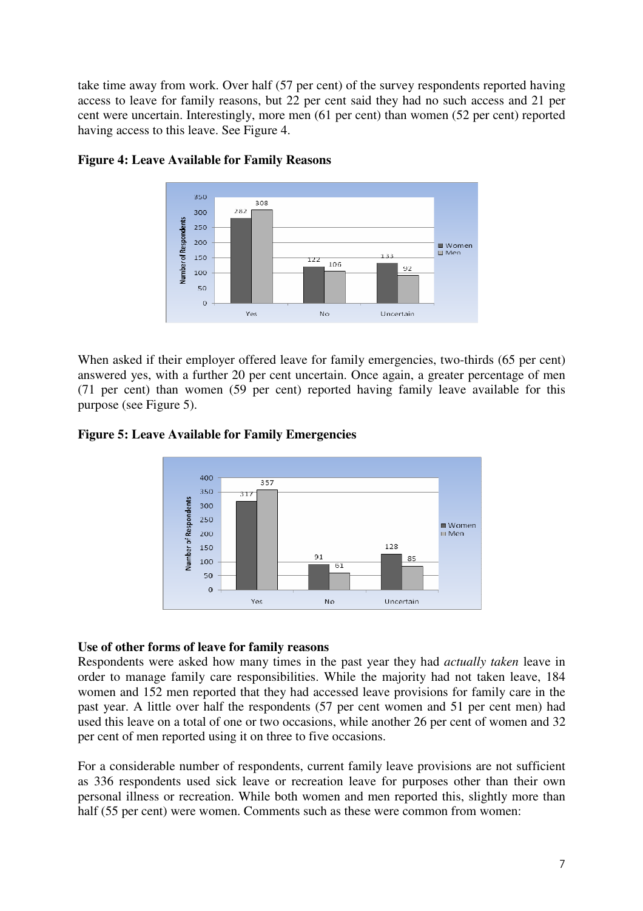take time away from work. Over half (57 per cent) of the survey respondents reported having access to leave for family reasons, but 22 per cent said they had no such access and 21 per cent were uncertain. Interestingly, more men (61 per cent) than women (52 per cent) reported having access to this leave. See Figure 4.

**Figure 4: Leave Available for Family Reasons**

| | Women | Men |
|---|---|---|
| Yes | 282 | 308 |
| No | 122 | 106 |
| Uncertain | 133 | 92 |

When asked if their employer offered leave for family emergencies, two-thirds (65 per cent) answered yes, with a further 20 per cent uncertain. Once again, a greater percentage of men (71 per cent) than women (59 per cent) reported having family leave available for this purpose (see Figure 5).

**Figure 5: Leave Available for Family Emergencies**

| | Women | Men |
|---|---|---|
| Yes | 317 | 357 |
| No | 91 | 61 |
| Uncertain | 128 | 85 |

**Use of other forms of leave for family reasons**

Respondents were asked how many times in the past year they had *actually taken* leave in order to manage family care responsibilities. While the majority had not taken leave, 184 women and 152 men reported that they had accessed leave provisions for family care in the past year. A little over half the respondents (57 per cent women and 51 per cent men) had used this leave on a total of one or two occasions, while another 26 per cent of women and 32 per cent of men reported using it on three to five occasions.

For a considerable number of respondents, current family leave provisions are not sufficient as 336 respondents used sick leave or recreation leave for purposes other than their own personal illness or recreation. While both women and men reported this, slightly more than half (55 per cent) were women. Comments such as these were common from women: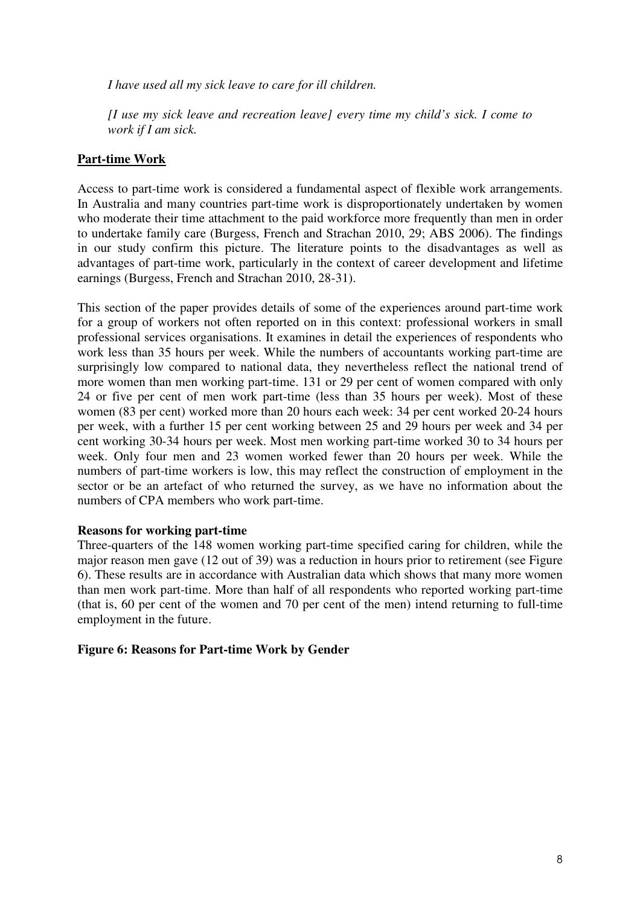*I have used all my sick leave to care for ill children.*

*[I use my sick leave and recreation leave] every time my child's sick. I come to work if I am sick.*

## Part-time Work

Access to part-time work is considered a fundamental aspect of flexible work arrangements. In Australia and many countries part-time work is disproportionately undertaken by women who moderate their time attachment to the paid workforce more frequently than men in order to undertake family care (Burgess, French and Strachan 2010, 29; ABS 2006). The findings in our study confirm this picture. The literature points to the disadvantages as well as advantages of part-time work, particularly in the context of career development and lifetime earnings (Burgess, French and Strachan 2010, 28-31).

This section of the paper provides details of some of the experiences around part-time work for a group of workers not often reported on in this context: professional workers in small professional services organisations. It examines in detail the experiences of respondents who work less than 35 hours per week. While the numbers of accountants working part-time are surprisingly low compared to national data, they nevertheless reflect the national trend of more women than men working part-time. 131 or 29 per cent of women compared with only 24 or five per cent of men work part-time (less than 35 hours per week). Most of these women (83 per cent) worked more than 20 hours each week: 34 per cent worked 20-24 hours per week, with a further 15 per cent working between 25 and 29 hours per week and 34 per cent working 30-34 hours per week. Most men working part-time worked 30 to 34 hours per week. Only four men and 23 women worked fewer than 20 hours per week. While the numbers of part-time workers is low, this may reflect the construction of employment in the sector or be an artefact of who returned the survey, as we have no information about the numbers of CPA members who work part-time.

### Reasons for working part-time

Three-quarters of the 148 women working part-time specified caring for children, while the major reason men gave (12 out of 39) was a reduction in hours prior to retirement (see Figure 6). These results are in accordance with Australian data which shows that many more women than men work part-time. More than half of all respondents who reported working part-time (that is, 60 per cent of the women and 70 per cent of the men) intend returning to full-time employment in the future.

**Figure 6: Reasons for Part-time Work by Gender**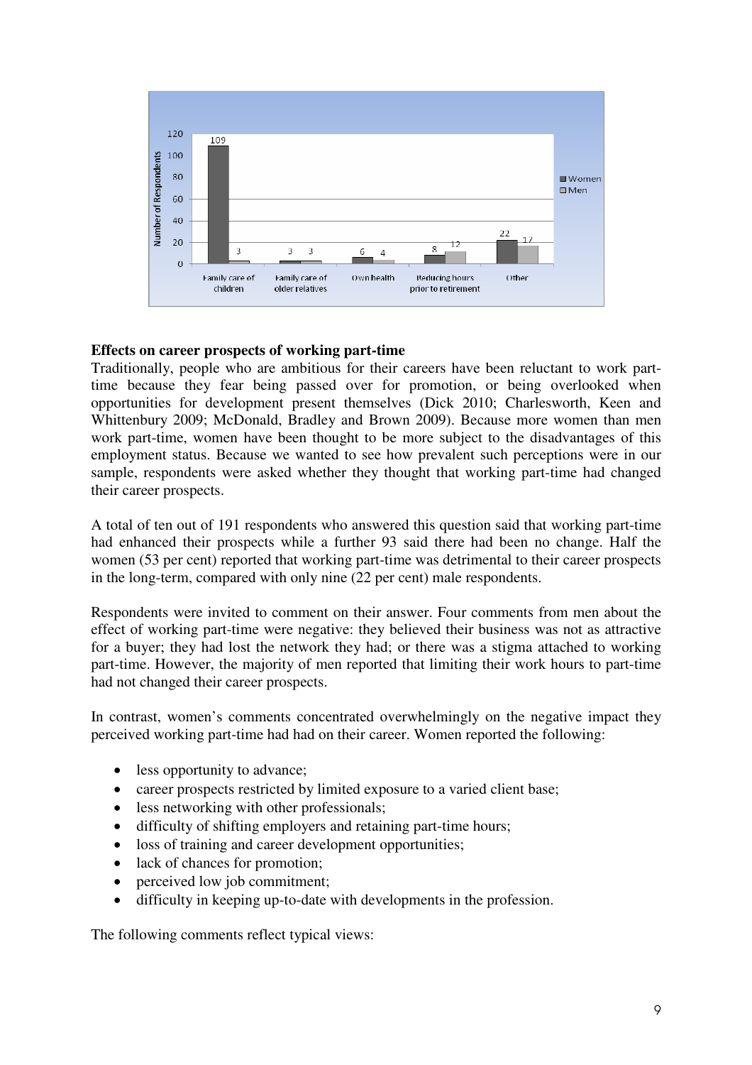| | Women | Men |
|---|---|---|
| Family care of children | 109 | 3 |
| Family care of older relatives | 3 | 3 |
| Own health | 6 | 4 |
| Reducing hours prior to retirement | 8 | 12 |
| Other | 22 | 17 |

**Effects on career prospects of working part-time**

Traditionally, people who are ambitious for their careers have been reluctant to work part-time because they fear being passed over for promotion, or being overlooked when opportunities for development present themselves (Dick 2010; Charlesworth, Keen and Whittenbury 2009; McDonald, Bradley and Brown 2009). Because more women than men work part-time, women have been thought to be more subject to the disadvantages of this employment status. Because we wanted to see how prevalent such perceptions were in our sample, respondents were asked whether they thought that working part-time had changed their career prospects.

A total of ten out of 191 respondents who answered this question said that working part-time had enhanced their prospects while a further 93 said there had been no change. Half the women (53 per cent) reported that working part-time was detrimental to their career prospects in the long-term, compared with only nine (22 per cent) male respondents.

Respondents were invited to comment on their answer. Four comments from men about the effect of working part-time were negative: they believed their business was not as attractive for a buyer; they had lost the network they had; or there was a stigma attached to working part-time. However, the majority of men reported that limiting their work hours to part-time had not changed their career prospects.

In contrast, women's comments concentrated overwhelmingly on the negative impact they perceived working part-time had had on their career. Women reported the following:

- less opportunity to advance;
- career prospects restricted by limited exposure to a varied client base;
- less networking with other professionals;
- difficulty of shifting employers and retaining part-time hours;
- loss of training and career development opportunities;
- lack of chances for promotion;
- perceived low job commitment;
- difficulty in keeping up-to-date with developments in the profession.

The following comments reflect typical views: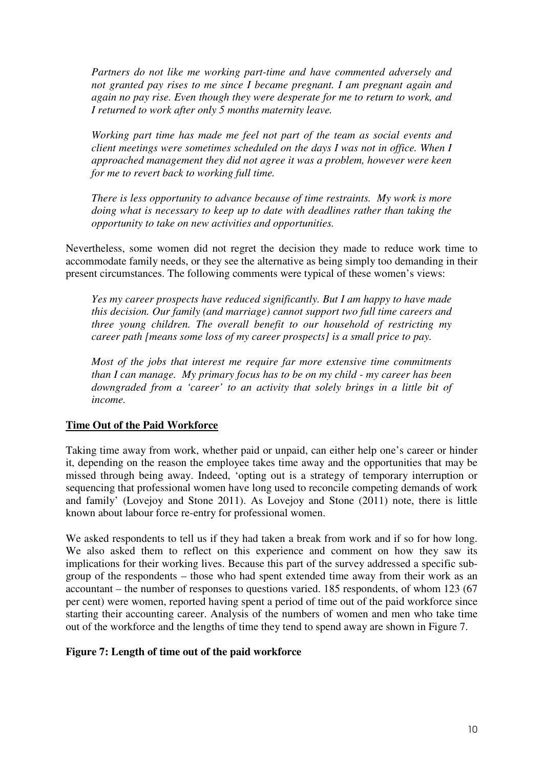*Partners do not like me working part-time and have commented adversely and not granted pay rises to me since I became pregnant. I am pregnant again and again no pay rise. Even though they were desperate for me to return to work, and I returned to work after only 5 months maternity leave.*

*Working part time has made me feel not part of the team as social events and client meetings were sometimes scheduled on the days I was not in office. When I approached management they did not agree it was a problem, however were keen for me to revert back to working full time.*

*There is less opportunity to advance because of time restraints. My work is more doing what is necessary to keep up to date with deadlines rather than taking the opportunity to take on new activities and opportunities.*

Nevertheless, some women did not regret the decision they made to reduce work time to accommodate family needs, or they see the alternative as being simply too demanding in their present circumstances. The following comments were typical of these women's views:

*Yes my career prospects have reduced significantly. But I am happy to have made this decision. Our family (and marriage) cannot support two full time careers and three young children. The overall benefit to our household of restricting my career path [means some loss of my career prospects] is a small price to pay.*

*Most of the jobs that interest me require far more extensive time commitments than I can manage. My primary focus has to be on my child - my career has been downgraded from a 'career' to an activity that solely brings in a little bit of income.*

## Time Out of the Paid Workforce

Taking time away from work, whether paid or unpaid, can either help one's career or hinder it, depending on the reason the employee takes time away and the opportunities that may be missed through being away. Indeed, 'opting out is a strategy of temporary interruption or sequencing that professional women have long used to reconcile competing demands of work and family' (Lovejoy and Stone 2011). As Lovejoy and Stone (2011) note, there is little known about labour force re-entry for professional women.

We asked respondents to tell us if they had taken a break from work and if so for how long. We also asked them to reflect on this experience and comment on how they saw its implications for their working lives. Because this part of the survey addressed a specific sub-group of the respondents – those who had spent extended time away from their work as an accountant – the number of responses to questions varied. 185 respondents, of whom 123 (67 per cent) were women, reported having spent a period of time out of the paid workforce since starting their accounting career. Analysis of the numbers of women and men who take time out of the workforce and the lengths of time they tend to spend away are shown in Figure 7.

**Figure 7: Length of time out of the paid workforce**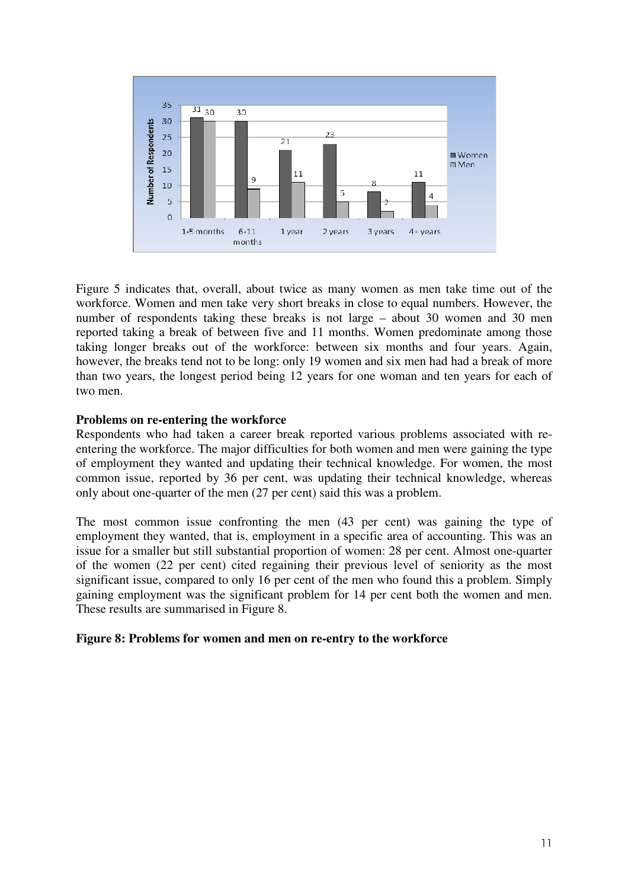Figure 5 indicates that, overall, about twice as many women as men take time out of the workforce. Women and men take very short breaks in close to equal numbers. However, the number of respondents taking these breaks is not large – about 30 women and 30 men reported taking a break of between five and 11 months. Women predominate among those taking longer breaks out of the workforce: between six months and four years. Again, however, the breaks tend not to be long: only 19 women and six men had had a break of more than two years, the longest period being 12 years for one woman and ten years for each of two men.

**Problems on re-entering the workforce**

Respondents who had taken a career break reported various problems associated with re-entering the workforce. The major difficulties for both women and men were gaining the type of employment they wanted and updating their technical knowledge. For women, the most common issue, reported by 36 per cent, was updating their technical knowledge, whereas only about one-quarter of the men (27 per cent) said this was a problem.

The most common issue confronting the men (43 per cent) was gaining the type of employment they wanted, that is, employment in a specific area of accounting. This was an issue for a smaller but still substantial proportion of women: 28 per cent. Almost one-quarter of the women (22 per cent) cited regaining their previous level of seniority as the most significant issue, compared to only 16 per cent of the men who found this a problem. Simply gaining employment was the significant problem for 14 per cent both the women and men. These results are summarised in Figure 8.

**Figure 8: Problems for women and men on re-entry to the workforce**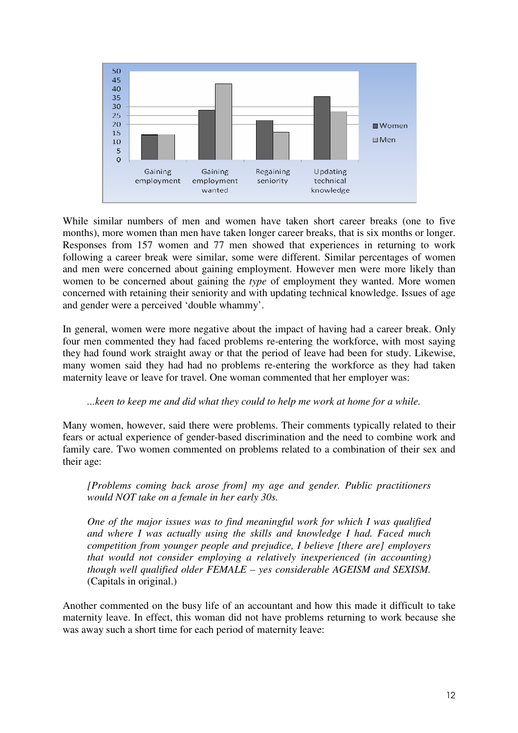While similar numbers of men and women have taken short career breaks (one to five months), more women than men have taken longer career breaks, that is six months or longer. Responses from 157 women and 77 men showed that experiences in returning to work following a career break were similar, some were different. Similar percentages of women and men were concerned about gaining employment. However men were more likely than women to be concerned about gaining the *type* of employment they wanted. More women concerned with retaining their seniority and with updating technical knowledge. Issues of age and gender were a perceived 'double whammy'.

In general, women were more negative about the impact of having had a career break. Only four men commented they had faced problems re-entering the workforce, with most saying they had found work straight away or that the period of leave had been for study. Likewise, many women said they had had no problems re-entering the workforce as they had taken maternity leave or leave for travel. One woman commented that her employer was:

> *...keen to keep me and did what they could to help me work at home for a while.*

Many women, however, said there were problems. Their comments typically related to their fears or actual experience of gender-based discrimination and the need to combine work and family care. Two women commented on problems related to a combination of their sex and their age:

> *[Problems coming back arose from] my age and gender. Public practitioners would NOT take on a female in her early 30s.*
>
> *One of the major issues was to find meaningful work for which I was qualified and where I was actually using the skills and knowledge I had. Faced much competition from younger people and prejudice, I believe [there are] employers that would not consider employing a relatively inexperienced (in accounting) though well qualified older FEMALE – yes considerable AGEISM and SEXISM.* (Capitals in original.)

Another commented on the busy life of an accountant and how this made it difficult to take maternity leave. In effect, this woman did not have problems returning to work because she was away such a short time for each period of maternity leave: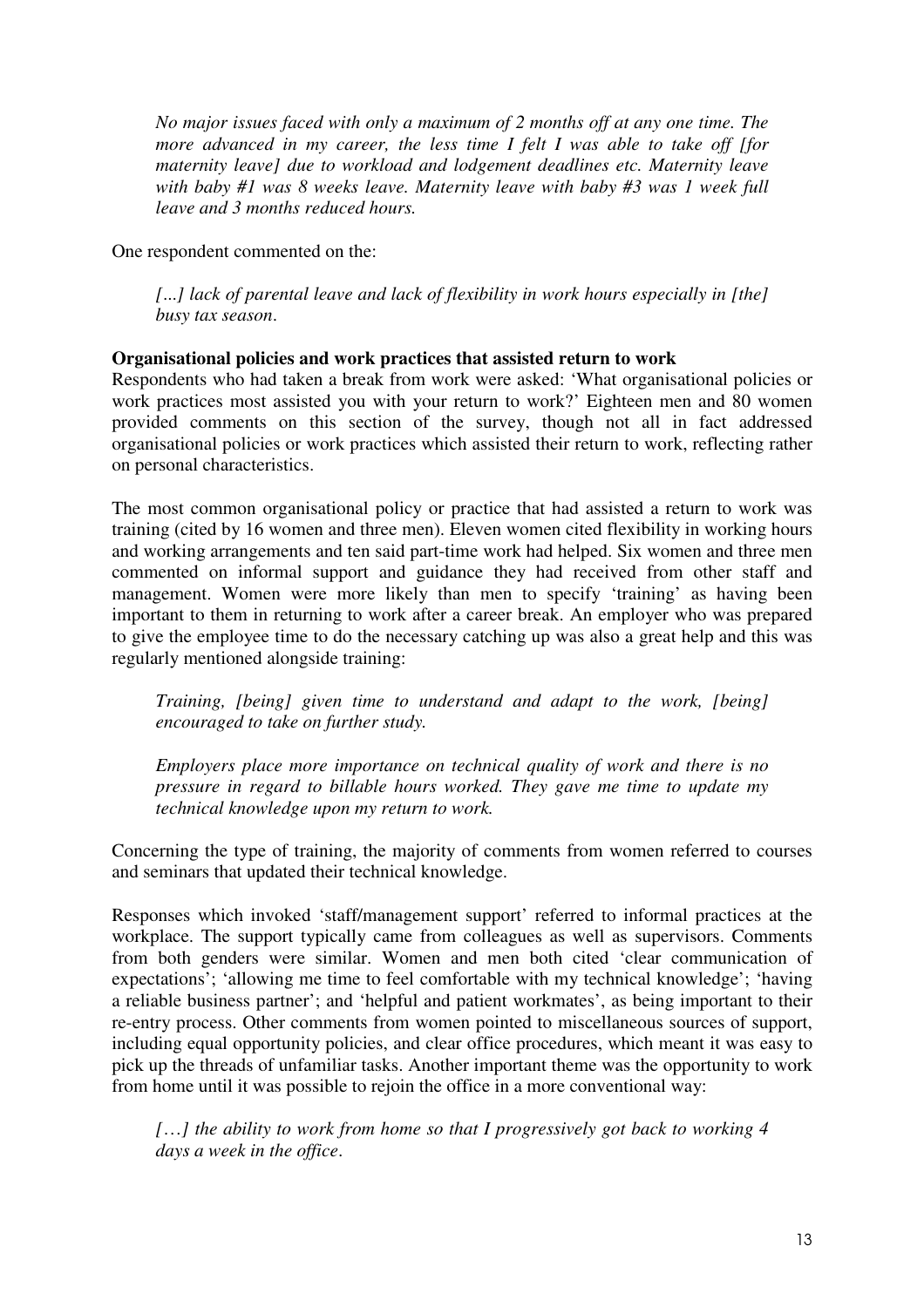*No major issues faced with only a maximum of 2 months off at any one time. The more advanced in my career, the less time I felt I was able to take off [for maternity leave] due to workload and lodgement deadlines etc. Maternity leave with baby #1 was 8 weeks leave. Maternity leave with baby #3 was 1 week full leave and 3 months reduced hours.*

One respondent commented on the:

*[...] lack of parental leave and lack of flexibility in work hours especially in [the] busy tax season*.

**Organisational policies and work practices that assisted return to work**

Respondents who had taken a break from work were asked: 'What organisational policies or work practices most assisted you with your return to work?' Eighteen men and 80 women provided comments on this section of the survey, though not all in fact addressed organisational policies or work practices which assisted their return to work, reflecting rather on personal characteristics.

The most common organisational policy or practice that had assisted a return to work was training (cited by 16 women and three men). Eleven women cited flexibility in working hours and working arrangements and ten said part-time work had helped. Six women and three men commented on informal support and guidance they had received from other staff and management. Women were more likely than men to specify 'training' as having been important to them in returning to work after a career break. An employer who was prepared to give the employee time to do the necessary catching up was also a great help and this was regularly mentioned alongside training:

*Training, [being] given time to understand and adapt to the work, [being] encouraged to take on further study.*

*Employers place more importance on technical quality of work and there is no pressure in regard to billable hours worked. They gave me time to update my technical knowledge upon my return to work.*

Concerning the type of training, the majority of comments from women referred to courses and seminars that updated their technical knowledge.

Responses which invoked 'staff/management support' referred to informal practices at the workplace. The support typically came from colleagues as well as supervisors. Comments from both genders were similar. Women and men both cited 'clear communication of expectations'; 'allowing me time to feel comfortable with my technical knowledge'; 'having a reliable business partner'; and 'helpful and patient workmates', as being important to their re-entry process. Other comments from women pointed to miscellaneous sources of support, including equal opportunity policies, and clear office procedures, which meant it was easy to pick up the threads of unfamiliar tasks. Another important theme was the opportunity to work from home until it was possible to rejoin the office in a more conventional way:

*[…] the ability to work from home so that I progressively got back to working 4 days a week in the office*.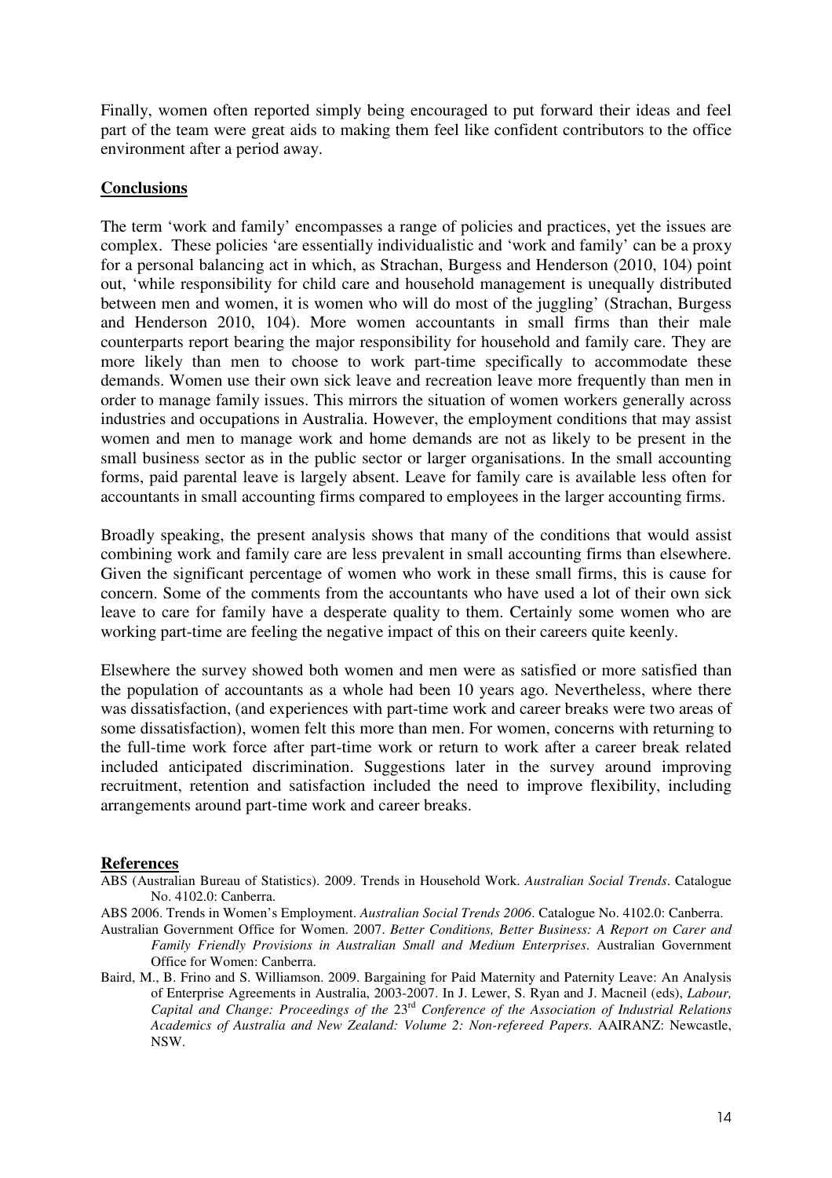Finally, women often reported simply being encouraged to put forward their ideas and feel part of the team were great aids to making them feel like confident contributors to the office environment after a period away.

## Conclusions

The term 'work and family' encompasses a range of policies and practices, yet the issues are complex. These policies 'are essentially individualistic and 'work and family' can be a proxy for a personal balancing act in which, as Strachan, Burgess and Henderson (2010, 104) point out, 'while responsibility for child care and household management is unequally distributed between men and women, it is women who will do most of the juggling' (Strachan, Burgess and Henderson 2010, 104). More women accountants in small firms than their male counterparts report bearing the major responsibility for household and family care. They are more likely than men to choose to work part-time specifically to accommodate these demands. Women use their own sick leave and recreation leave more frequently than men in order to manage family issues. This mirrors the situation of women workers generally across industries and occupations in Australia. However, the employment conditions that may assist women and men to manage work and home demands are not as likely to be present in the small business sector as in the public sector or larger organisations. In the small accounting forms, paid parental leave is largely absent. Leave for family care is available less often for accountants in small accounting firms compared to employees in the larger accounting firms.

Broadly speaking, the present analysis shows that many of the conditions that would assist combining work and family care are less prevalent in small accounting firms than elsewhere. Given the significant percentage of women who work in these small firms, this is cause for concern. Some of the comments from the accountants who have used a lot of their own sick leave to care for family have a desperate quality to them. Certainly some women who are working part-time are feeling the negative impact of this on their careers quite keenly.

Elsewhere the survey showed both women and men were as satisfied or more satisfied than the population of accountants as a whole had been 10 years ago. Nevertheless, where there was dissatisfaction, (and experiences with part-time work and career breaks were two areas of some dissatisfaction), women felt this more than men. For women, concerns with returning to the full-time work force after part-time work or return to work after a career break related included anticipated discrimination. Suggestions later in the survey around improving recruitment, retention and satisfaction included the need to improve flexibility, including arrangements around part-time work and career breaks.

## References

ABS (Australian Bureau of Statistics). 2009. Trends in Household Work. *Australian Social Trends*. Catalogue No. 4102.0: Canberra.

ABS 2006. Trends in Women's Employment. *Australian Social Trends 2006*. Catalogue No. 4102.0: Canberra.

Australian Government Office for Women. 2007. *Better Conditions, Better Business: A Report on Carer and Family Friendly Provisions in Australian Small and Medium Enterprises*. Australian Government Office for Women: Canberra.

Baird, M., B. Frino and S. Williamson. 2009. Bargaining for Paid Maternity and Paternity Leave: An Analysis of Enterprise Agreements in Australia, 2003-2007. In J. Lewer, S. Ryan and J. Macneil (eds), *Labour, Capital and Change: Proceedings of the 23rd Conference of the Association of Industrial Relations Academics of Australia and New Zealand: Volume 2: Non-refereed Papers*. AAIRANZ: Newcastle, NSW.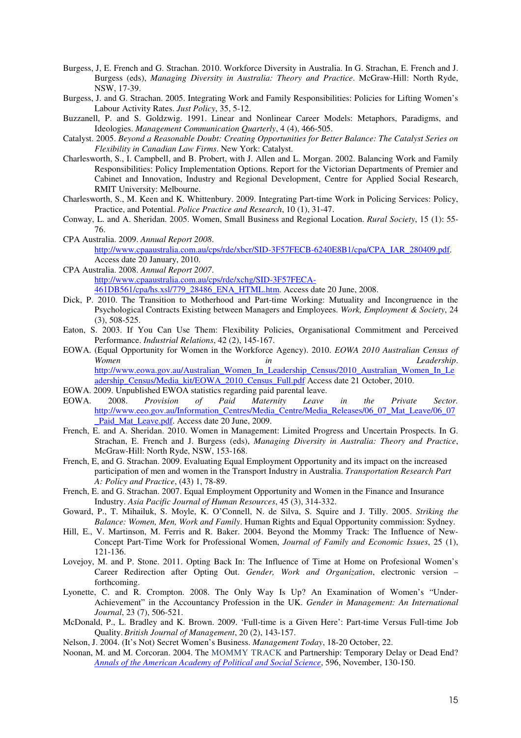Burgess, J, E. French and G. Strachan. 2010. Workforce Diversity in Australia. In G. Strachan, E. French and J. Burgess (eds), *Managing Diversity in Australia: Theory and Practice*. McGraw-Hill: North Ryde, NSW, 17-39.

Burgess, J. and G. Strachan. 2005. Integrating Work and Family Responsibilities: Policies for Lifting Women's Labour Activity Rates. *Just Policy*, 35, 5-12.

Buzzanell, P. and S. Goldzwig. 1991. Linear and Nonlinear Career Models: Metaphors, Paradigms, and Ideologies. *Management Communication Quarterly*, 4 (4), 466-505.

Catalyst. 2005. *Beyond a Reasonable Doubt: Creating Opportunities for Better Balance: The Catalyst Series on Flexibility in Canadian Law Firms*. New York: Catalyst.

Charlesworth, S., I. Campbell, and B. Probert, with J. Allen and L. Morgan. 2002. Balancing Work and Family Responsibilities: Policy Implementation Options. Report for the Victorian Departments of Premier and Cabinet and Innovation, Industry and Regional Development, Centre for Applied Social Research, RMIT University: Melbourne.

Charlesworth, S., M. Keen and K. Whittenbury. 2009. Integrating Part-time Work in Policing Services: Policy, Practice, and Potential. *Police Practice and Research*, 10 (1), 31-47.

Conway, L. and A. Sheridan. 2005. Women, Small Business and Regional Location. *Rural Society*, 15 (1): 55-76.

CPA Australia. 2009. *Annual Report 2008*. http://www.cpaaustralia.com.au/cps/rde/xbcr/SID-3F57FECB-6240E8B1/cpa/CPA_IAR_280409.pdf. Access date 20 January, 2010.

CPA Australia. 2008. *Annual Report 2007*. http://www.cpaaustralia.com.au/cps/rde/xchg/SID-3F57FECA-461DB561/cpa/hs.xsl/779_28486_ENA_HTML.htm. Access date 20 June, 2008.

Dick, P. 2010. The Transition to Motherhood and Part-time Working: Mutuality and Incongruence in the Psychological Contracts Existing between Managers and Employees. *Work, Employment & Society*, 24 (3), 508-525.

Eaton, S. 2003. If You Can Use Them: Flexibility Policies, Organisational Commitment and Perceived Performance. *Industrial Relations*, 42 (2), 145-167.

EOWA. (Equal Opportunity for Women in the Workforce Agency). 2010. *EOWA 2010 Australian Census of Women in Leadership*. http://www.eowa.gov.au/Australian_Women_In_Leadership_Census/2010_Australian_Women_In_Leadership_Census/Media_kit/EOWA_2010_Census_Full.pdf Access date 21 October, 2010.

EOWA. 2009. Unpublished EWOA statistics regarding paid parental leave.

EOWA. 2008. *Provision of Paid Maternity Leave in the Private Sector.* http://www.eeo.gov.au/Information_Centres/Media_Centre/Media_Releases/06_07_Mat_Leave/06_07_Paid_Mat_Leave.pdf. Access date 20 June, 2009.

French, E. and A. Sheridan. 2010. Women in Management: Limited Progress and Uncertain Prospects. In G. Strachan, E. French and J. Burgess (eds), *Managing Diversity in Australia: Theory and Practice*, McGraw-Hill: North Ryde, NSW, 153-168.

French, E, and G. Strachan. 2009. Evaluating Equal Employment Opportunity and its impact on the increased participation of men and women in the Transport Industry in Australia. *Transportation Research Part A: Policy and Practice*, (43) 1, 78-89.

French, E. and G. Strachan. 2007. Equal Employment Opportunity and Women in the Finance and Insurance Industry. *Asia Pacific Journal of Human Resources*, 45 (3), 314-332.

Goward, P., T. Mihailuk, S. Moyle, K. O'Connell, N. de Silva, S. Squire and J. Tilly. 2005. *Striking the Balance: Women, Men, Work and Family*. Human Rights and Equal Opportunity commission: Sydney.

Hill, E., V. Martinson, M. Ferris and R. Baker. 2004. Beyond the Mommy Track: The Influence of New-Concept Part-Time Work for Professional Women, *Journal of Family and Economic Issues*, 25 (1), 121-136.

Lovejoy, M. and P. Stone. 2011. Opting Back In: The Influence of Time at Home on Profesional Women's Career Redirection after Opting Out. *Gender, Work and Organization*, electronic version – forthcoming.

Lyonette, C. and R. Crompton. 2008. The Only Way Is Up? An Examination of Women's "Under-Achievement" in the Accountancy Profession in the UK. *Gender in Management: An International Journal*, 23 (7), 506-521.

McDonald, P., L. Bradley and K. Brown. 2009. 'Full-time is a Given Here': Part-time Versus Full-time Job Quality. *British Journal of Management*, 20 (2), 143-157.

Nelson, J. 2004. (It's Not) Secret Women's Business. *Management Today*, 18-20 October, 22.

Noonan, M. and M. Corcoran. 2004. The MOMMY TRACK and Partnership: Temporary Delay or Dead End? *Annals of the American Academy of Political and Social Science*, 596, November, 130-150.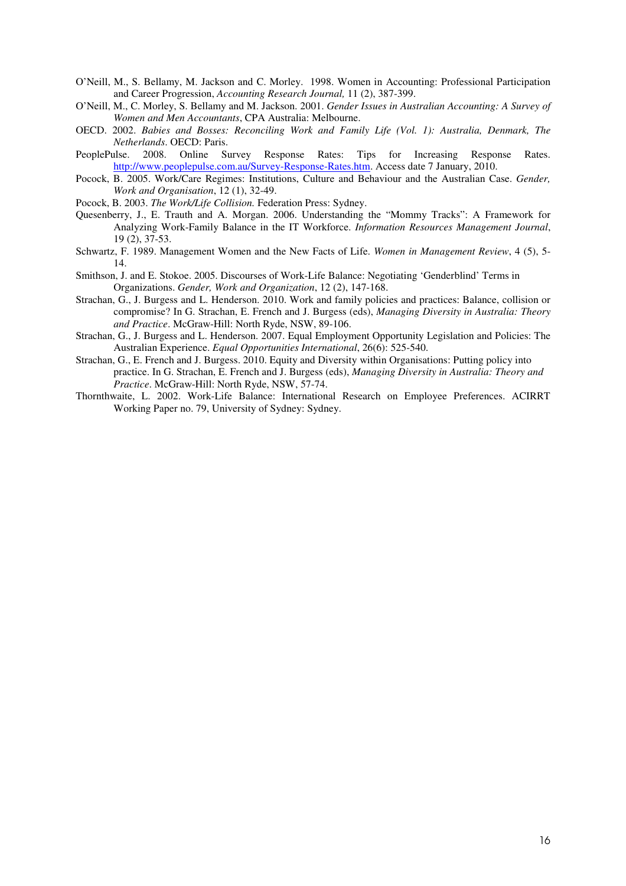O'Neill, M., S. Bellamy, M. Jackson and C. Morley. 1998. Women in Accounting: Professional Participation and Career Progression, *Accounting Research Journal,* 11 (2), 387-399.

O'Neill, M., C. Morley, S. Bellamy and M. Jackson. 2001. *Gender Issues in Australian Accounting: A Survey of Women and Men Accountants*, CPA Australia: Melbourne.

OECD. 2002. *Babies and Bosses: Reconciling Work and Family Life (Vol. 1): Australia, Denmark, The Netherlands*. OECD: Paris.

PeoplePulse. 2008. Online Survey Response Rates: Tips for Increasing Response Rates. http://www.peoplepulse.com.au/Survey-Response-Rates.htm. Access date 7 January, 2010.

Pocock, B. 2005. Work/Care Regimes: Institutions, Culture and Behaviour and the Australian Case. *Gender, Work and Organisation*, 12 (1), 32-49.

Pocock, B. 2003. *The Work/Life Collision.* Federation Press: Sydney.

Quesenberry, J., E. Trauth and A. Morgan. 2006. Understanding the "Mommy Tracks": A Framework for Analyzing Work-Family Balance in the IT Workforce. *Information Resources Management Journal*, 19 (2), 37-53.

Schwartz, F. 1989. Management Women and the New Facts of Life. *Women in Management Review*, 4 (5), 5-14.

Smithson, J. and E. Stokoe. 2005. Discourses of Work-Life Balance: Negotiating 'Genderblind' Terms in Organizations. *Gender, Work and Organization*, 12 (2), 147-168.

Strachan, G., J. Burgess and L. Henderson. 2010. Work and family policies and practices: Balance, collision or compromise? In G. Strachan, E. French and J. Burgess (eds), *Managing Diversity in Australia: Theory and Practice*. McGraw-Hill: North Ryde, NSW, 89-106.

Strachan, G., J. Burgess and L. Henderson. 2007. Equal Employment Opportunity Legislation and Policies: The Australian Experience. *Equal Opportunities International*, 26(6): 525-540.

Strachan, G., E. French and J. Burgess. 2010. Equity and Diversity within Organisations: Putting policy into practice. In G. Strachan, E. French and J. Burgess (eds), *Managing Diversity in Australia: Theory and Practice*. McGraw-Hill: North Ryde, NSW, 57-74.

Thornthwaite, L. 2002. Work-Life Balance: International Research on Employee Preferences. ACIRRT Working Paper no. 79, University of Sydney: Sydney.